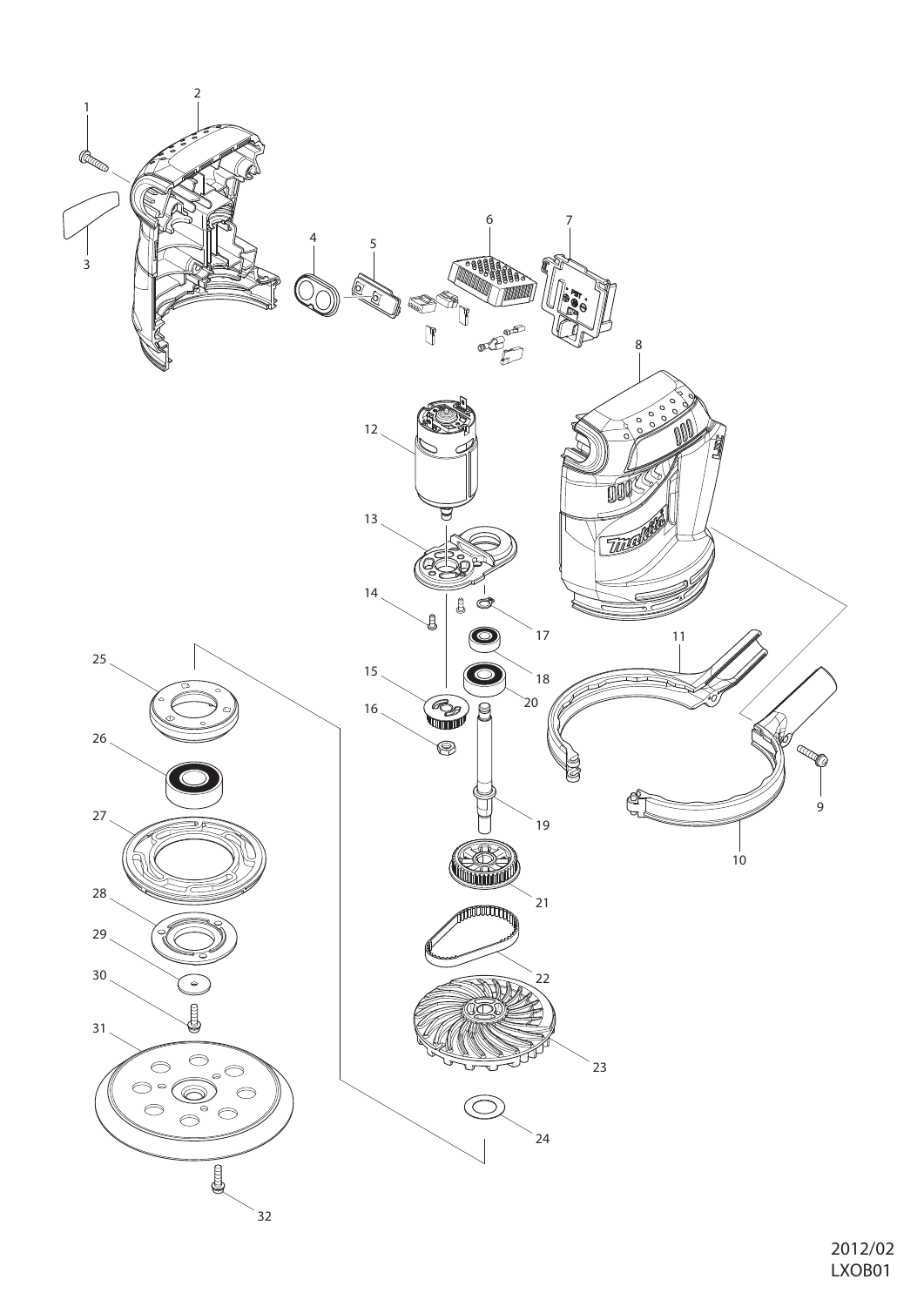2012/02
LXOB01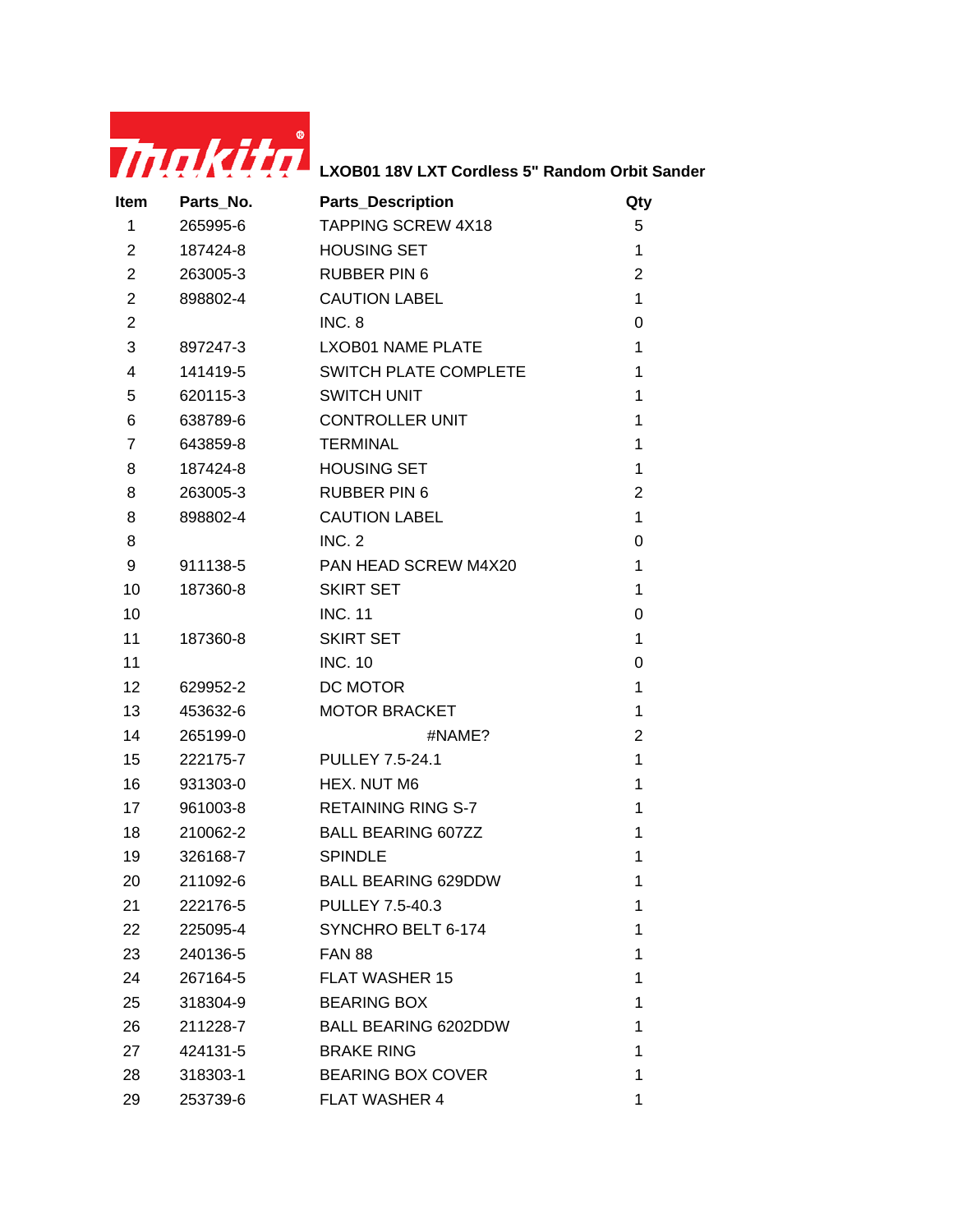**LXOB01 18V LXT Cordless 5" Random Orbit Sander**

| Item | Parts_No. | Parts_Description | Qty |
|---|---|---|---|
| 1 | 265995-6 | TAPPING SCREW 4X18 | 5 |
| 2 | 187424-8 | HOUSING SET | 1 |
| 2 | 263005-3 | RUBBER PIN 6 | 2 |
| 2 | 898802-4 | CAUTION LABEL | 1 |
| 2 | | INC. 8 | 0 |
| 3 | 897247-3 | LXOB01 NAME PLATE | 1 |
| 4 | 141419-5 | SWITCH PLATE COMPLETE | 1 |
| 5 | 620115-3 | SWITCH UNIT | 1 |
| 6 | 638789-6 | CONTROLLER UNIT | 1 |
| 7 | 643859-8 | TERMINAL | 1 |
| 8 | 187424-8 | HOUSING SET | 1 |
| 8 | 263005-3 | RUBBER PIN 6 | 2 |
| 8 | 898802-4 | CAUTION LABEL | 1 |
| 8 | | INC. 2 | 0 |
| 9 | 911138-5 | PAN HEAD SCREW M4X20 | 1 |
| 10 | 187360-8 | SKIRT SET | 1 |
| 10 | | INC. 11 | 0 |
| 11 | 187360-8 | SKIRT SET | 1 |
| 11 | | INC. 10 | 0 |
| 12 | 629952-2 | DC MOTOR | 1 |
| 13 | 453632-6 | MOTOR BRACKET | 1 |
| 14 | 265199-0 | #NAME? | 2 |
| 15 | 222175-7 | PULLEY 7.5-24.1 | 1 |
| 16 | 931303-0 | HEX. NUT M6 | 1 |
| 17 | 961003-8 | RETAINING RING S-7 | 1 |
| 18 | 210062-2 | BALL BEARING 607ZZ | 1 |
| 19 | 326168-7 | SPINDLE | 1 |
| 20 | 211092-6 | BALL BEARING 629DDW | 1 |
| 21 | 222176-5 | PULLEY 7.5-40.3 | 1 |
| 22 | 225095-4 | SYNCHRO BELT 6-174 | 1 |
| 23 | 240136-5 | FAN 88 | 1 |
| 24 | 267164-5 | FLAT WASHER 15 | 1 |
| 25 | 318304-9 | BEARING BOX | 1 |
| 26 | 211228-7 | BALL BEARING 6202DDW | 1 |
| 27 | 424131-5 | BRAKE RING | 1 |
| 28 | 318303-1 | BEARING BOX COVER | 1 |
| 29 | 253739-6 | FLAT WASHER 4 | 1 |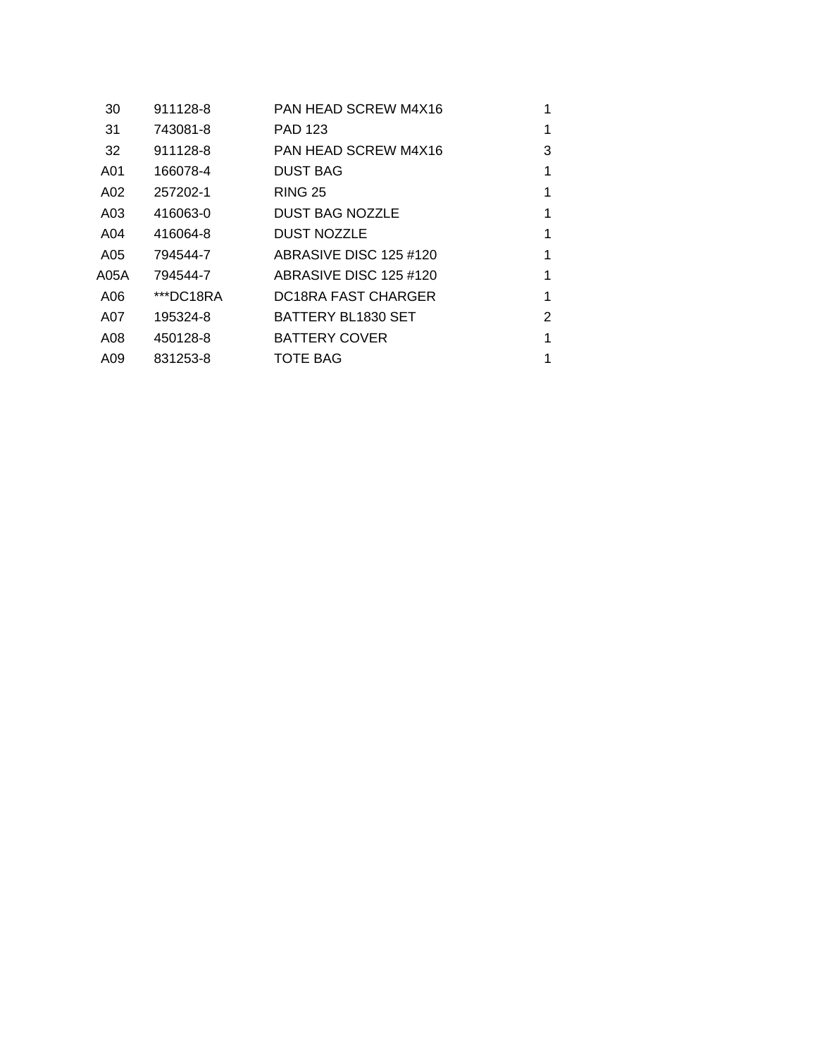| | | | |
|---|---|---|---|
| 30 | 911128-8 | PAN HEAD SCREW M4X16 | 1 |
| 31 | 743081-8 | PAD 123 | 1 |
| 32 | 911128-8 | PAN HEAD SCREW M4X16 | 3 |
| A01 | 166078-4 | DUST BAG | 1 |
| A02 | 257202-1 | RING 25 | 1 |
| A03 | 416063-0 | DUST BAG NOZZLE | 1 |
| A04 | 416064-8 | DUST NOZZLE | 1 |
| A05 | 794544-7 | ABRASIVE DISC 125 #120 | 1 |
| A05A | 794544-7 | ABRASIVE DISC 125 #120 | 1 |
| A06 | ***DC18RA | DC18RA FAST CHARGER | 1 |
| A07 | 195324-8 | BATTERY BL1830 SET | 2 |
| A08 | 450128-8 | BATTERY COVER | 1 |
| A09 | 831253-8 | TOTE BAG | 1 |